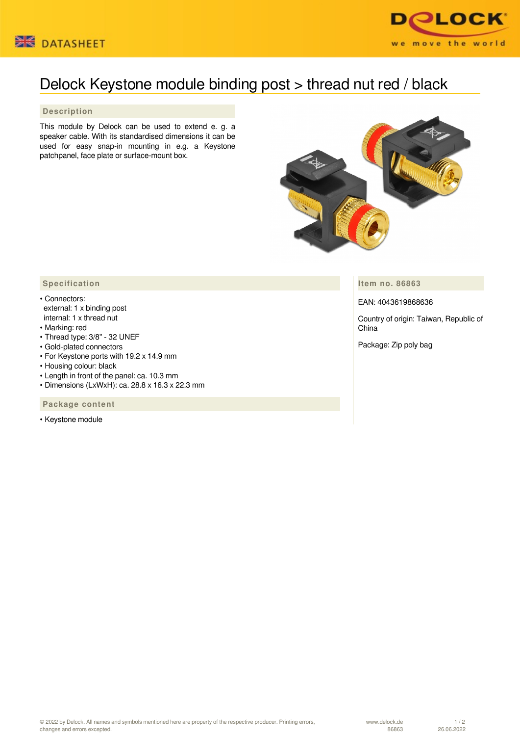# Delock Keystone module binding post > thread nut red / black

## Description

This module by Delock can be used to extend e. g. a speaker cable. With its standardised dimensions it can be used for easy snap-in mounting in e.g. a Keystone patchpanel, face plate or surface-mount box.

## Specification

- Connectors:
  external: 1 x binding post
  internal: 1 x thread nut
- Marking: red
- Thread type: 3/8" - 32 UNEF
- Gold-plated connectors
- For Keystone ports with 19.2 x 14.9 mm
- Housing colour: black
- Length in front of the panel: ca. 10.3 mm
- Dimensions (LxWxH): ca. 28.8 x 16.3 x 22.3 mm

## Package content

- Keystone module

## Item no. 86863

EAN: 4043619868636

Country of origin: Taiwan, Republic of China

Package: Zip poly bag

© 2022 by Delock. All names and symbols mentioned here are property of the respective producer. Printing errors, changes and errors excepted.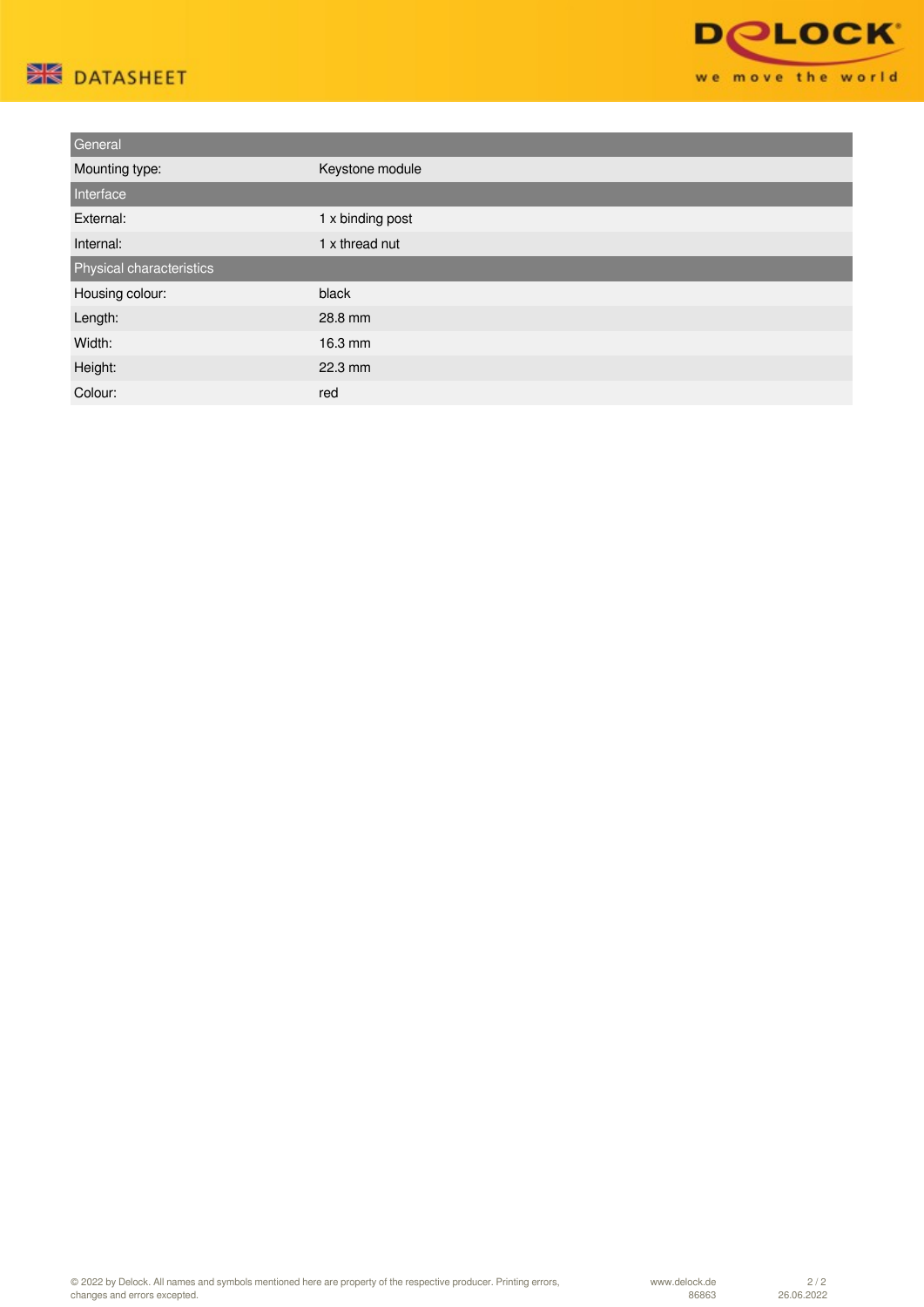| | |
|---|---|
| **General** | |
| Mounting type: | Keystone module |
| **Interface** | |
| External: | 1 x binding post |
| Internal: | 1 x thread nut |
| **Physical characteristics** | |
| Housing colour: | black |
| Length: | 28.8 mm |
| Width: | 16.3 mm |
| Height: | 22.3 mm |
| Colour: | red |

© 2022 by Delock. All names and symbols mentioned here are property of the respective producer. Printing errors, changes and errors excepted.

www.delock.de
86863
26.06.2022